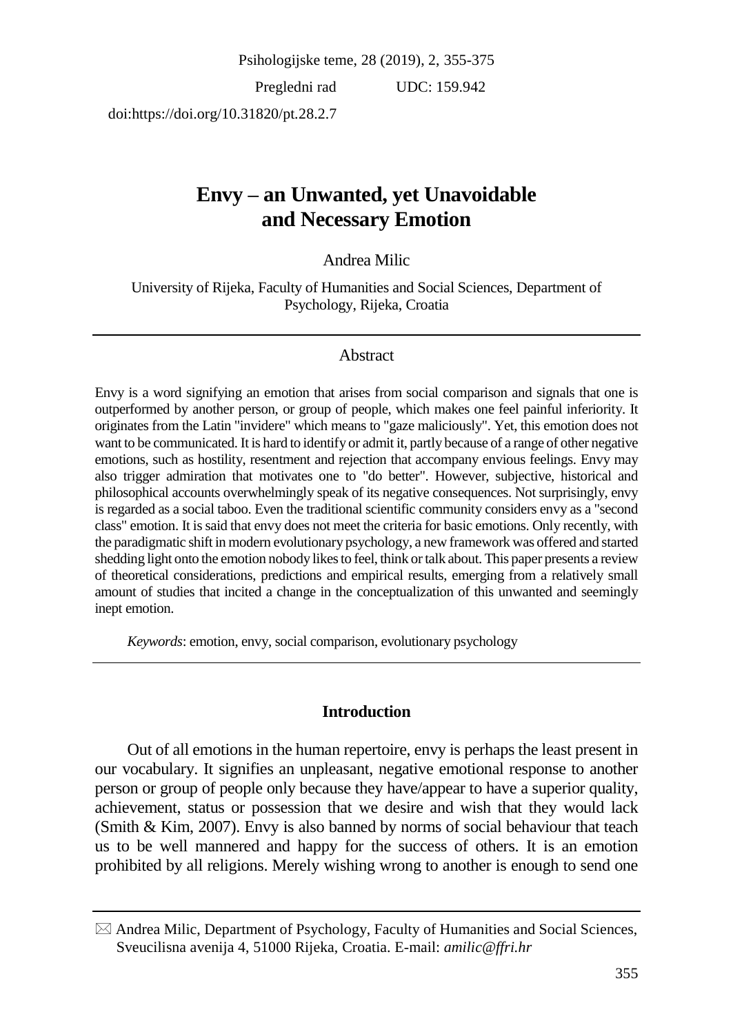Pregledni rad UDC: 159.942

doi:https://doi.org/10.31820/pt.28.2.7

# Envy – an Unwanted, yet Unavoidable and Necessary Emotion

Andrea Milic

University of Rijeka, Faculty of Humanities and Social Sciences, Department of Psychology, Rijeka, Croatia

## Abstract

Envy is a word signifying an emotion that arises from social comparison and signals that one is outperformed by another person, or group of people, which makes one feel painful inferiority. It originates from the Latin "invidere" which means to "gaze maliciously". Yet, this emotion does not want to be communicated. It is hard to identify or admit it, partly because of a range of other negative emotions, such as hostility, resentment and rejection that accompany envious feelings. Envy may also trigger admiration that motivates one to "do better". However, subjective, historical and philosophical accounts overwhelmingly speak of its negative consequences. Not surprisingly, envy is regarded as a social taboo. Even the traditional scientific community considers envy as a "second class" emotion. It is said that envy does not meet the criteria for basic emotions. Only recently, with the paradigmatic shift in modern evolutionary psychology, a new framework was offered and started shedding light onto the emotion nobody likes to feel, think or talk about. This paper presents a review of theoretical considerations, predictions and empirical results, emerging from a relatively small amount of studies that incited a change in the conceptualization of this unwanted and seemingly inept emotion.

*Keywords*: emotion, envy, social comparison, evolutionary psychology

## Introduction

Out of all emotions in the human repertoire, envy is perhaps the least present in our vocabulary. It signifies an unpleasant, negative emotional response to another person or group of people only because they have/appear to have a superior quality, achievement, status or possession that we desire and wish that they would lack (Smith & Kim, 2007). Envy is also banned by norms of social behaviour that teach us to be well mannered and happy for the success of others. It is an emotion prohibited by all religions. Merely wishing wrong to another is enough to send one

✉ Andrea Milic, Department of Psychology, Faculty of Humanities and Social Sciences, Sveucilisna avenija 4, 51000 Rijeka, Croatia. E-mail: *amilic@ffri.hr*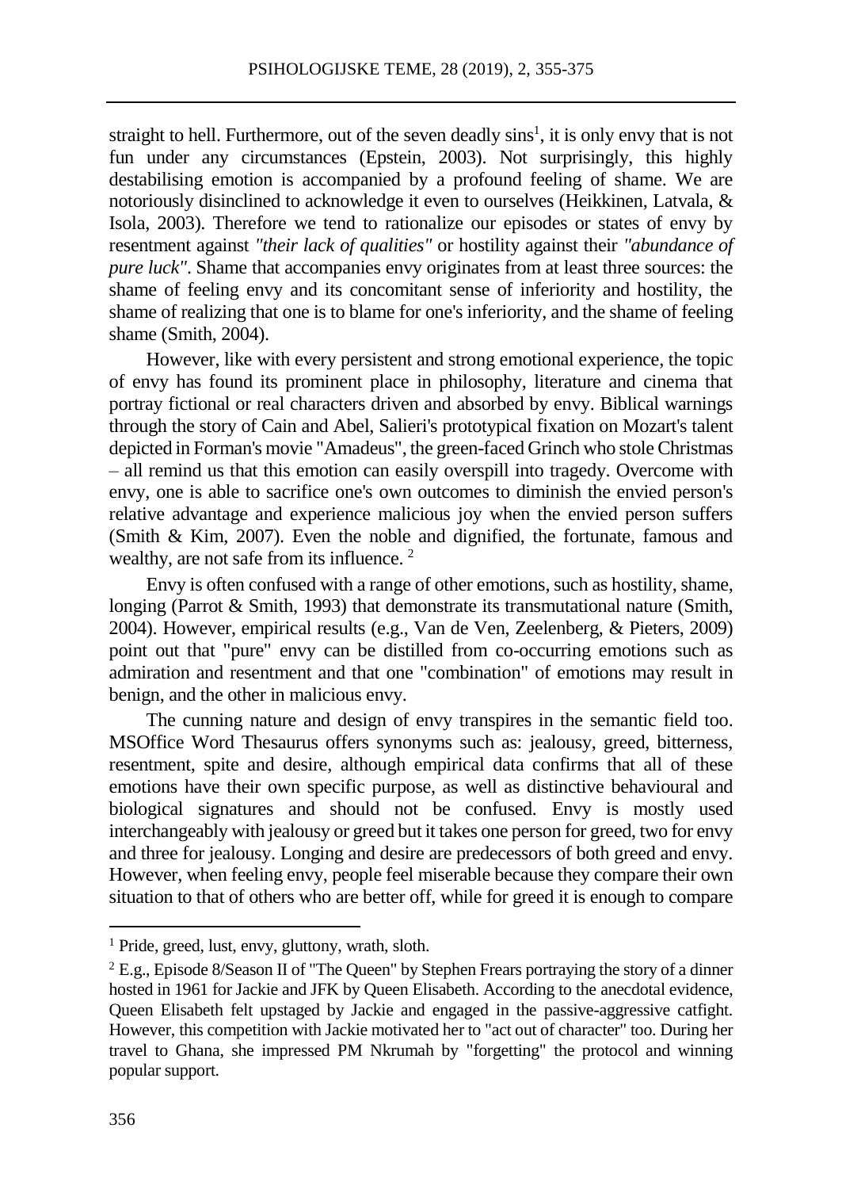straight to hell. Furthermore, out of the seven deadly sins[1], it is only envy that is not fun under any circumstances (Epstein, 2003). Not surprisingly, this highly destabilising emotion is accompanied by a profound feeling of shame. We are notoriously disinclined to acknowledge it even to ourselves (Heikkinen, Latvala, & Isola, 2003). Therefore we tend to rationalize our episodes or states of envy by resentment against *"their lack of qualities"* or hostility against their *"abundance of pure luck"*. Shame that accompanies envy originates from at least three sources: the shame of feeling envy and its concomitant sense of inferiority and hostility, the shame of realizing that one is to blame for one's inferiority, and the shame of feeling shame (Smith, 2004).

However, like with every persistent and strong emotional experience, the topic of envy has found its prominent place in philosophy, literature and cinema that portray fictional or real characters driven and absorbed by envy. Biblical warnings through the story of Cain and Abel, Salieri's prototypical fixation on Mozart's talent depicted in Forman's movie "Amadeus", the green-faced Grinch who stole Christmas – all remind us that this emotion can easily overspill into tragedy. Overcome with envy, one is able to sacrifice one's own outcomes to diminish the envied person's relative advantage and experience malicious joy when the envied person suffers (Smith & Kim, 2007). Even the noble and dignified, the fortunate, famous and wealthy, are not safe from its influence. [2]

Envy is often confused with a range of other emotions, such as hostility, shame, longing (Parrot & Smith, 1993) that demonstrate its transmutational nature (Smith, 2004). However, empirical results (e.g., Van de Ven, Zeelenberg, & Pieters, 2009) point out that "pure" envy can be distilled from co-occurring emotions such as admiration and resentment and that one "combination" of emotions may result in benign, and the other in malicious envy.

The cunning nature and design of envy transpires in the semantic field too. MSOffice Word Thesaurus offers synonyms such as: jealousy, greed, bitterness, resentment, spite and desire, although empirical data confirms that all of these emotions have their own specific purpose, as well as distinctive behavioural and biological signatures and should not be confused. Envy is mostly used interchangeably with jealousy or greed but it takes one person for greed, two for envy and three for jealousy. Longing and desire are predecessors of both greed and envy. However, when feeling envy, people feel miserable because they compare their own situation to that of others who are better off, while for greed it is enough to compare

---

[1] Pride, greed, lust, envy, gluttony, wrath, sloth.

[2] E.g., Episode 8/Season II of "The Queen" by Stephen Frears portraying the story of a dinner hosted in 1961 for Jackie and JFK by Queen Elisabeth. According to the anecdotal evidence, Queen Elisabeth felt upstaged by Jackie and engaged in the passive-aggressive catfight. However, this competition with Jackie motivated her to "act out of character" too. During her travel to Ghana, she impressed PM Nkrumah by "forgetting" the protocol and winning popular support.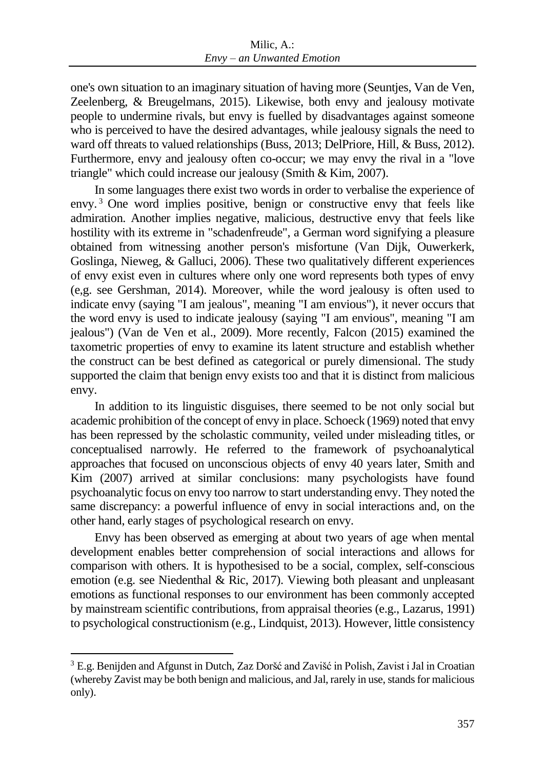one's own situation to an imaginary situation of having more (Seuntjes, Van de Ven, Zeelenberg, & Breugelmans, 2015). Likewise, both envy and jealousy motivate people to undermine rivals, but envy is fuelled by disadvantages against someone who is perceived to have the desired advantages, while jealousy signals the need to ward off threats to valued relationships (Buss, 2013; DelPriore, Hill, & Buss, 2012). Furthermore, envy and jealousy often co-occur; we may envy the rival in a "love triangle" which could increase our jealousy (Smith & Kim, 2007).

In some languages there exist two words in order to verbalise the experience of envy.[3] One word implies positive, benign or constructive envy that feels like admiration. Another implies negative, malicious, destructive envy that feels like hostility with its extreme in "schadenfreude", a German word signifying a pleasure obtained from witnessing another person's misfortune (Van Dijk, Ouwerkerk, Goslinga, Nieweg, & Galluci, 2006). These two qualitatively different experiences of envy exist even in cultures where only one word represents both types of envy (e,g. see Gershman, 2014). Moreover, while the word jealousy is often used to indicate envy (saying "I am jealous", meaning "I am envious"), it never occurs that the word envy is used to indicate jealousy (saying "I am envious", meaning "I am jealous") (Van de Ven et al., 2009). More recently, Falcon (2015) examined the taxometric properties of envy to examine its latent structure and establish whether the construct can be best defined as categorical or purely dimensional. The study supported the claim that benign envy exists too and that it is distinct from malicious envy.

In addition to its linguistic disguises, there seemed to be not only social but academic prohibition of the concept of envy in place. Schoeck (1969) noted that envy has been repressed by the scholastic community, veiled under misleading titles, or conceptualised narrowly. He referred to the framework of psychoanalytical approaches that focused on unconscious objects of envy 40 years later, Smith and Kim (2007) arrived at similar conclusions: many psychologists have found psychoanalytic focus on envy too narrow to start understanding envy. They noted the same discrepancy: a powerful influence of envy in social interactions and, on the other hand, early stages of psychological research on envy.

Envy has been observed as emerging at about two years of age when mental development enables better comprehension of social interactions and allows for comparison with others. It is hypothesised to be a social, complex, self-conscious emotion (e.g. see Niedenthal & Ric, 2017). Viewing both pleasant and unpleasant emotions as functional responses to our environment has been commonly accepted by mainstream scientific contributions, from appraisal theories (e.g., Lazarus, 1991) to psychological constructionism (e.g., Lindquist, 2013). However, little consistency

---

[3] E.g. Benijden and Afgunst in Dutch, Zaz Doršć and Zavišć in Polish, Zavist i Jal in Croatian (whereby Zavist may be both benign and malicious, and Jal, rarely in use, stands for malicious only).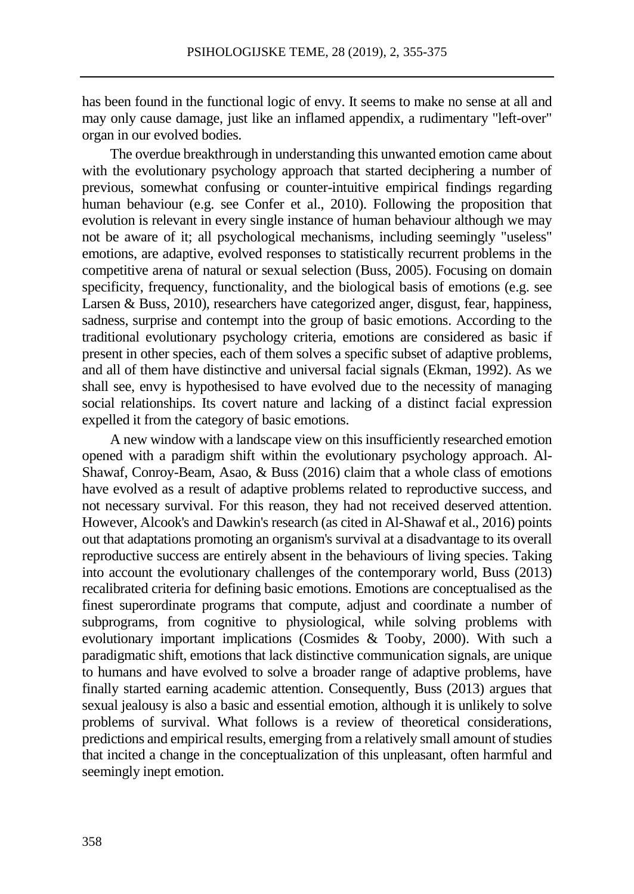has been found in the functional logic of envy. It seems to make no sense at all and may only cause damage, just like an inflamed appendix, a rudimentary "left-over" organ in our evolved bodies.

The overdue breakthrough in understanding this unwanted emotion came about with the evolutionary psychology approach that started deciphering a number of previous, somewhat confusing or counter-intuitive empirical findings regarding human behaviour (e.g. see Confer et al., 2010). Following the proposition that evolution is relevant in every single instance of human behaviour although we may not be aware of it; all psychological mechanisms, including seemingly "useless" emotions, are adaptive, evolved responses to statistically recurrent problems in the competitive arena of natural or sexual selection (Buss, 2005). Focusing on domain specificity, frequency, functionality, and the biological basis of emotions (e.g. see Larsen & Buss, 2010), researchers have categorized anger, disgust, fear, happiness, sadness, surprise and contempt into the group of basic emotions. According to the traditional evolutionary psychology criteria, emotions are considered as basic if present in other species, each of them solves a specific subset of adaptive problems, and all of them have distinctive and universal facial signals (Ekman, 1992). As we shall see, envy is hypothesised to have evolved due to the necessity of managing social relationships. Its covert nature and lacking of a distinct facial expression expelled it from the category of basic emotions.

A new window with a landscape view on this insufficiently researched emotion opened with a paradigm shift within the evolutionary psychology approach. Al-Shawaf, Conroy-Beam, Asao, & Buss (2016) claim that a whole class of emotions have evolved as a result of adaptive problems related to reproductive success, and not necessary survival. For this reason, they had not received deserved attention. However, Alcook's and Dawkin's research (as cited in Al-Shawaf et al., 2016) points out that adaptations promoting an organism's survival at a disadvantage to its overall reproductive success are entirely absent in the behaviours of living species. Taking into account the evolutionary challenges of the contemporary world, Buss (2013) recalibrated criteria for defining basic emotions. Emotions are conceptualised as the finest superordinate programs that compute, adjust and coordinate a number of subprograms, from cognitive to physiological, while solving problems with evolutionary important implications (Cosmides & Tooby, 2000). With such a paradigmatic shift, emotions that lack distinctive communication signals, are unique to humans and have evolved to solve a broader range of adaptive problems, have finally started earning academic attention. Consequently, Buss (2013) argues that sexual jealousy is also a basic and essential emotion, although it is unlikely to solve problems of survival. What follows is a review of theoretical considerations, predictions and empirical results, emerging from a relatively small amount of studies that incited a change in the conceptualization of this unpleasant, often harmful and seemingly inept emotion.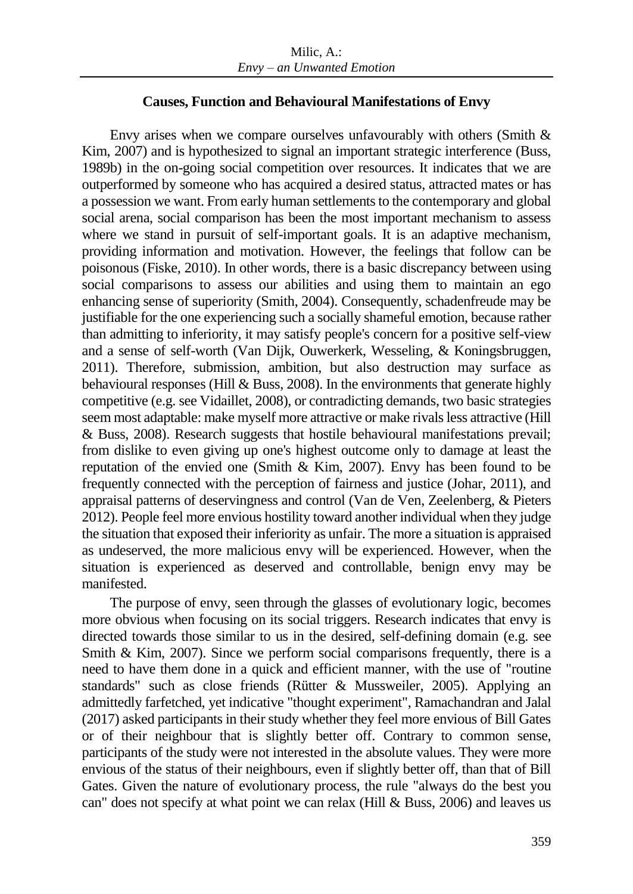### Causes, Function and Behavioural Manifestations of Envy

Envy arises when we compare ourselves unfavourably with others (Smith & Kim, 2007) and is hypothesized to signal an important strategic interference (Buss, 1989b) in the on-going social competition over resources. It indicates that we are outperformed by someone who has acquired a desired status, attracted mates or has a possession we want. From early human settlements to the contemporary and global social arena, social comparison has been the most important mechanism to assess where we stand in pursuit of self-important goals. It is an adaptive mechanism, providing information and motivation. However, the feelings that follow can be poisonous (Fiske, 2010). In other words, there is a basic discrepancy between using social comparisons to assess our abilities and using them to maintain an ego enhancing sense of superiority (Smith, 2004). Consequently, schadenfreude may be justifiable for the one experiencing such a socially shameful emotion, because rather than admitting to inferiority, it may satisfy people's concern for a positive self-view and a sense of self-worth (Van Dijk, Ouwerkerk, Wesseling, & Koningsbruggen, 2011). Therefore, submission, ambition, but also destruction may surface as behavioural responses (Hill & Buss, 2008). In the environments that generate highly competitive (e.g. see Vidaillet, 2008), or contradicting demands, two basic strategies seem most adaptable: make myself more attractive or make rivals less attractive (Hill & Buss, 2008). Research suggests that hostile behavioural manifestations prevail; from dislike to even giving up one's highest outcome only to damage at least the reputation of the envied one (Smith & Kim, 2007). Envy has been found to be frequently connected with the perception of fairness and justice (Johar, 2011), and appraisal patterns of deservingness and control (Van de Ven, Zeelenberg, & Pieters 2012). People feel more envious hostility toward another individual when they judge the situation that exposed their inferiority as unfair. The more a situation is appraised as undeserved, the more malicious envy will be experienced. However, when the situation is experienced as deserved and controllable, benign envy may be manifested.

The purpose of envy, seen through the glasses of evolutionary logic, becomes more obvious when focusing on its social triggers. Research indicates that envy is directed towards those similar to us in the desired, self-defining domain (e.g. see Smith & Kim, 2007). Since we perform social comparisons frequently, there is a need to have them done in a quick and efficient manner, with the use of "routine standards" such as close friends (Rütter & Mussweiler, 2005). Applying an admittedly farfetched, yet indicative "thought experiment", Ramachandran and Jalal (2017) asked participants in their study whether they feel more envious of Bill Gates or of their neighbour that is slightly better off. Contrary to common sense, participants of the study were not interested in the absolute values. They were more envious of the status of their neighbours, even if slightly better off, than that of Bill Gates. Given the nature of evolutionary process, the rule "always do the best you can" does not specify at what point we can relax (Hill & Buss, 2006) and leaves us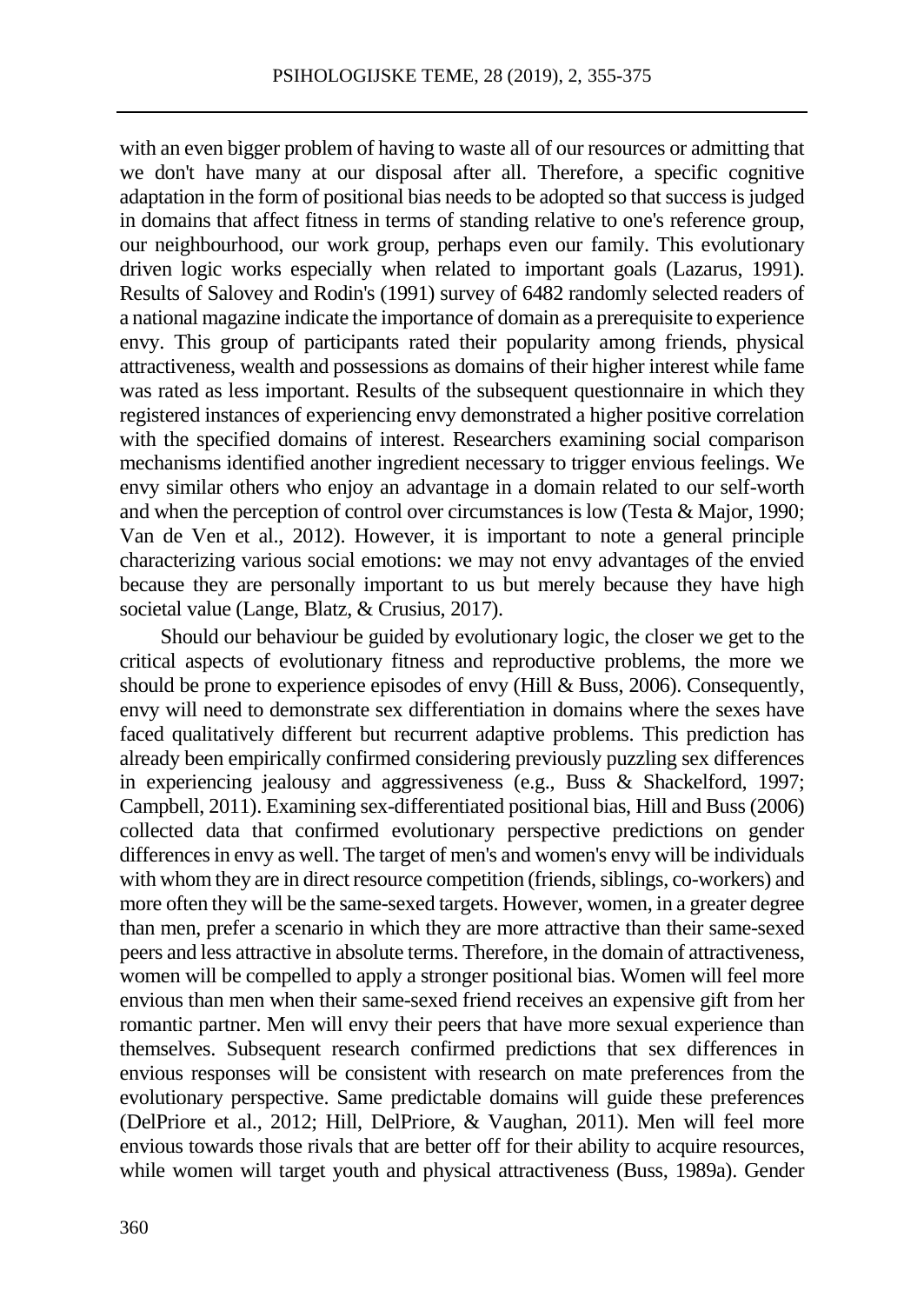with an even bigger problem of having to waste all of our resources or admitting that we don't have many at our disposal after all. Therefore, a specific cognitive adaptation in the form of positional bias needs to be adopted so that success is judged in domains that affect fitness in terms of standing relative to one's reference group, our neighbourhood, our work group, perhaps even our family. This evolutionary driven logic works especially when related to important goals (Lazarus, 1991). Results of Salovey and Rodin's (1991) survey of 6482 randomly selected readers of a national magazine indicate the importance of domain as a prerequisite to experience envy. This group of participants rated their popularity among friends, physical attractiveness, wealth and possessions as domains of their higher interest while fame was rated as less important. Results of the subsequent questionnaire in which they registered instances of experiencing envy demonstrated a higher positive correlation with the specified domains of interest. Researchers examining social comparison mechanisms identified another ingredient necessary to trigger envious feelings. We envy similar others who enjoy an advantage in a domain related to our self-worth and when the perception of control over circumstances is low (Testa & Major, 1990; Van de Ven et al., 2012). However, it is important to note a general principle characterizing various social emotions: we may not envy advantages of the envied because they are personally important to us but merely because they have high societal value (Lange, Blatz, & Crusius, 2017).

Should our behaviour be guided by evolutionary logic, the closer we get to the critical aspects of evolutionary fitness and reproductive problems, the more we should be prone to experience episodes of envy (Hill & Buss, 2006). Consequently, envy will need to demonstrate sex differentiation in domains where the sexes have faced qualitatively different but recurrent adaptive problems. This prediction has already been empirically confirmed considering previously puzzling sex differences in experiencing jealousy and aggressiveness (e.g., Buss & Shackelford, 1997; Campbell, 2011). Examining sex-differentiated positional bias, Hill and Buss (2006) collected data that confirmed evolutionary perspective predictions on gender differences in envy as well. The target of men's and women's envy will be individuals with whom they are in direct resource competition (friends, siblings, co-workers) and more often they will be the same-sexed targets. However, women, in a greater degree than men, prefer a scenario in which they are more attractive than their same-sexed peers and less attractive in absolute terms. Therefore, in the domain of attractiveness, women will be compelled to apply a stronger positional bias. Women will feel more envious than men when their same-sexed friend receives an expensive gift from her romantic partner. Men will envy their peers that have more sexual experience than themselves. Subsequent research confirmed predictions that sex differences in envious responses will be consistent with research on mate preferences from the evolutionary perspective. Same predictable domains will guide these preferences (DelPriore et al., 2012; Hill, DelPriore, & Vaughan, 2011). Men will feel more envious towards those rivals that are better off for their ability to acquire resources, while women will target youth and physical attractiveness (Buss, 1989a). Gender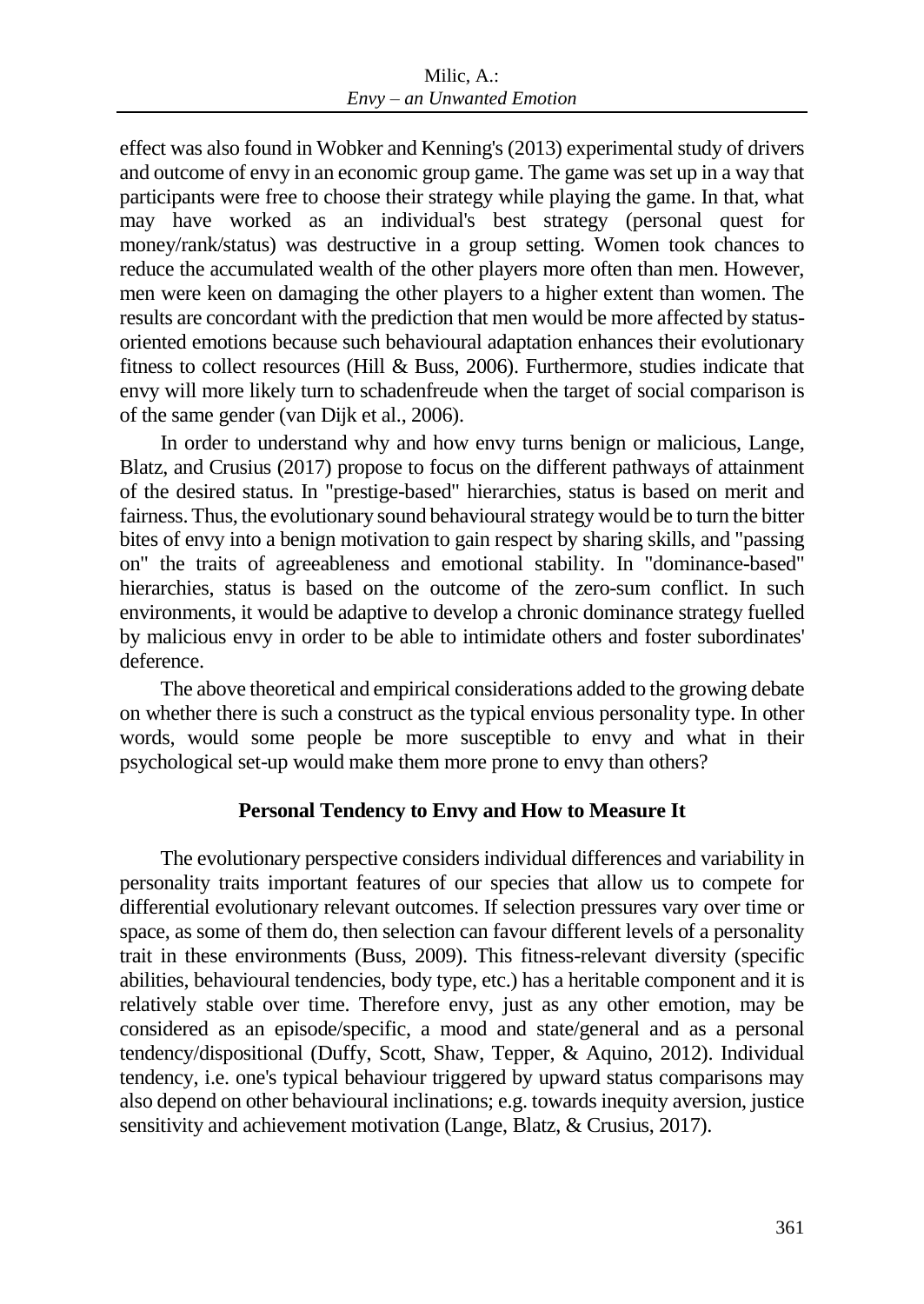effect was also found in Wobker and Kenning's (2013) experimental study of drivers and outcome of envy in an economic group game. The game was set up in a way that participants were free to choose their strategy while playing the game. In that, what may have worked as an individual's best strategy (personal quest for money/rank/status) was destructive in a group setting. Women took chances to reduce the accumulated wealth of the other players more often than men. However, men were keen on damaging the other players to a higher extent than women. The results are concordant with the prediction that men would be more affected by status-oriented emotions because such behavioural adaptation enhances their evolutionary fitness to collect resources (Hill & Buss, 2006). Furthermore, studies indicate that envy will more likely turn to schadenfreude when the target of social comparison is of the same gender (van Dijk et al., 2006).

In order to understand why and how envy turns benign or malicious, Lange, Blatz, and Crusius (2017) propose to focus on the different pathways of attainment of the desired status. In "prestige-based" hierarchies, status is based on merit and fairness. Thus, the evolutionary sound behavioural strategy would be to turn the bitter bites of envy into a benign motivation to gain respect by sharing skills, and "passing on" the traits of agreeableness and emotional stability. In "dominance-based" hierarchies, status is based on the outcome of the zero-sum conflict. In such environments, it would be adaptive to develop a chronic dominance strategy fuelled by malicious envy in order to be able to intimidate others and foster subordinates' deference.

The above theoretical and empirical considerations added to the growing debate on whether there is such a construct as the typical envious personality type. In other words, would some people be more susceptible to envy and what in their psychological set-up would make them more prone to envy than others?

## Personal Tendency to Envy and How to Measure It

The evolutionary perspective considers individual differences and variability in personality traits important features of our species that allow us to compete for differential evolutionary relevant outcomes. If selection pressures vary over time or space, as some of them do, then selection can favour different levels of a personality trait in these environments (Buss, 2009). This fitness-relevant diversity (specific abilities, behavioural tendencies, body type, etc.) has a heritable component and it is relatively stable over time. Therefore envy, just as any other emotion, may be considered as an episode/specific, a mood and state/general and as a personal tendency/dispositional (Duffy, Scott, Shaw, Tepper, & Aquino, 2012). Individual tendency, i.e. one's typical behaviour triggered by upward status comparisons may also depend on other behavioural inclinations; e.g. towards inequity aversion, justice sensitivity and achievement motivation (Lange, Blatz, & Crusius, 2017).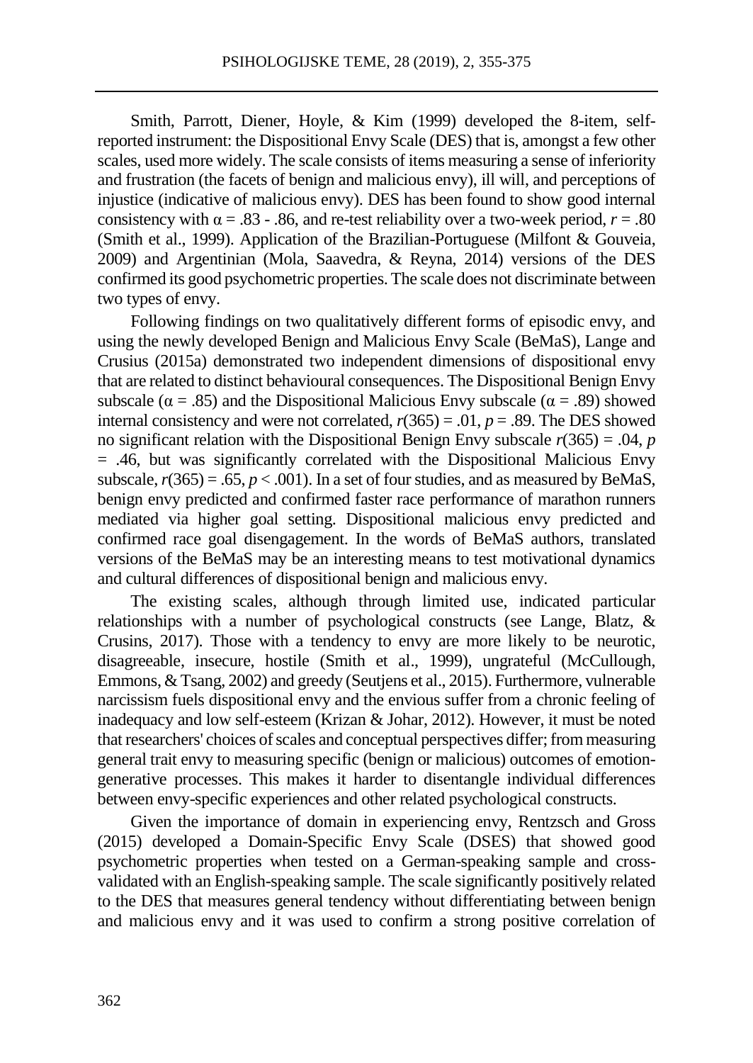Smith, Parrott, Diener, Hoyle, & Kim (1999) developed the 8-item, self-reported instrument: the Dispositional Envy Scale (DES) that is, amongst a few other scales, used more widely. The scale consists of items measuring a sense of inferiority and frustration (the facets of benign and malicious envy), ill will, and perceptions of injustice (indicative of malicious envy). DES has been found to show good internal consistency with $\alpha = .83$ - $.86$, and re-test reliability over a two-week period, $r = .80$ (Smith et al., 1999). Application of the Brazilian-Portuguese (Milfont & Gouveia, 2009) and Argentinian (Mola, Saavedra, & Reyna, 2014) versions of the DES confirmed its good psychometric properties. The scale does not discriminate between two types of envy.

Following findings on two qualitatively different forms of episodic envy, and using the newly developed Benign and Malicious Envy Scale (BeMaS), Lange and Crusius (2015a) demonstrated two independent dimensions of dispositional envy that are related to distinct behavioural consequences. The Dispositional Benign Envy subscale ($\alpha = .85$) and the Dispositional Malicious Envy subscale ($\alpha = .89$) showed internal consistency and were not correlated, $r(365) = .01$, $p = .89$. The DES showed no significant relation with the Dispositional Benign Envy subscale $r(365) = .04$, $p = .46$, but was significantly correlated with the Dispositional Malicious Envy subscale, $r(365) = .65$, $p < .001$). In a set of four studies, and as measured by BeMaS, benign envy predicted and confirmed faster race performance of marathon runners mediated via higher goal setting. Dispositional malicious envy predicted and confirmed race goal disengagement. In the words of BeMaS authors, translated versions of the BeMaS may be an interesting means to test motivational dynamics and cultural differences of dispositional benign and malicious envy.

The existing scales, although through limited use, indicated particular relationships with a number of psychological constructs (see Lange, Blatz, & Crusins, 2017). Those with a tendency to envy are more likely to be neurotic, disagreeable, insecure, hostile (Smith et al., 1999), ungrateful (McCullough, Emmons, & Tsang, 2002) and greedy (Seutjens et al., 2015). Furthermore, vulnerable narcissism fuels dispositional envy and the envious suffer from a chronic feeling of inadequacy and low self-esteem (Krizan & Johar, 2012). However, it must be noted that researchers' choices of scales and conceptual perspectives differ; from measuring general trait envy to measuring specific (benign or malicious) outcomes of emotion-generative processes. This makes it harder to disentangle individual differences between envy-specific experiences and other related psychological constructs.

Given the importance of domain in experiencing envy, Rentzsch and Gross (2015) developed a Domain-Specific Envy Scale (DSES) that showed good psychometric properties when tested on a German-speaking sample and cross-validated with an English-speaking sample. The scale significantly positively related to the DES that measures general tendency without differentiating between benign and malicious envy and it was used to confirm a strong positive correlation of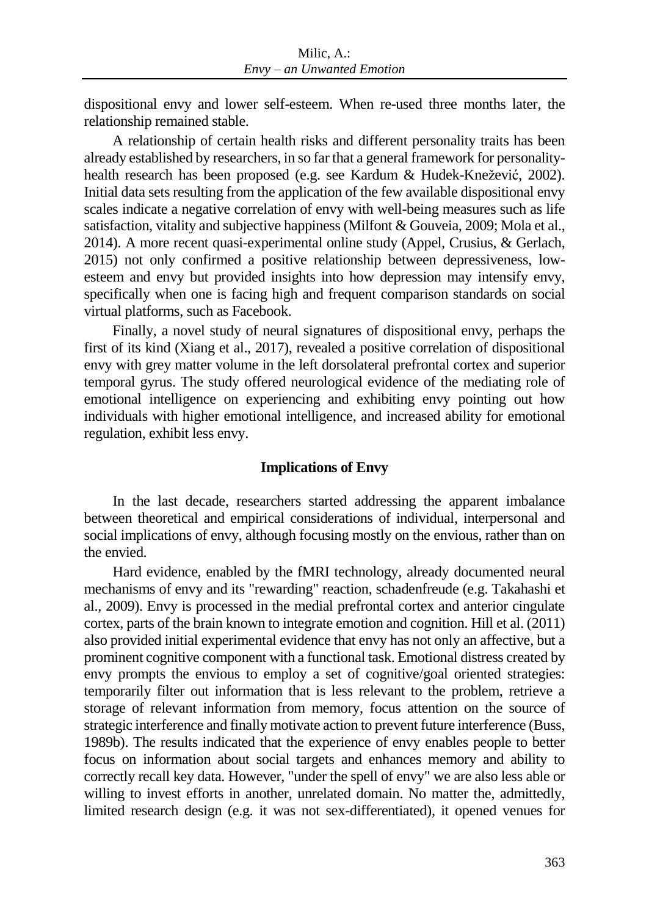dispositional envy and lower self-esteem. When re-used three months later, the relationship remained stable.

A relationship of certain health risks and different personality traits has been already established by researchers, in so far that a general framework for personality-health research has been proposed (e.g. see Kardum & Hudek-Knežević, 2002). Initial data sets resulting from the application of the few available dispositional envy scales indicate a negative correlation of envy with well-being measures such as life satisfaction, vitality and subjective happiness (Milfont & Gouveia, 2009; Mola et al., 2014). A more recent quasi-experimental online study (Appel, Crusius, & Gerlach, 2015) not only confirmed a positive relationship between depressiveness, low-esteem and envy but provided insights into how depression may intensify envy, specifically when one is facing high and frequent comparison standards on social virtual platforms, such as Facebook.

Finally, a novel study of neural signatures of dispositional envy, perhaps the first of its kind (Xiang et al., 2017), revealed a positive correlation of dispositional envy with grey matter volume in the left dorsolateral prefrontal cortex and superior temporal gyrus. The study offered neurological evidence of the mediating role of emotional intelligence on experiencing and exhibiting envy pointing out how individuals with higher emotional intelligence, and increased ability for emotional regulation, exhibit less envy.

## Implications of Envy

In the last decade, researchers started addressing the apparent imbalance between theoretical and empirical considerations of individual, interpersonal and social implications of envy, although focusing mostly on the envious, rather than on the envied.

Hard evidence, enabled by the fMRI technology, already documented neural mechanisms of envy and its "rewarding" reaction, schadenfreude (e.g. Takahashi et al., 2009). Envy is processed in the medial prefrontal cortex and anterior cingulate cortex, parts of the brain known to integrate emotion and cognition. Hill et al. (2011) also provided initial experimental evidence that envy has not only an affective, but a prominent cognitive component with a functional task. Emotional distress created by envy prompts the envious to employ a set of cognitive/goal oriented strategies: temporarily filter out information that is less relevant to the problem, retrieve a storage of relevant information from memory, focus attention on the source of strategic interference and finally motivate action to prevent future interference (Buss, 1989b). The results indicated that the experience of envy enables people to better focus on information about social targets and enhances memory and ability to correctly recall key data. However, "under the spell of envy" we are also less able or willing to invest efforts in another, unrelated domain. No matter the, admittedly, limited research design (e.g. it was not sex-differentiated), it opened venues for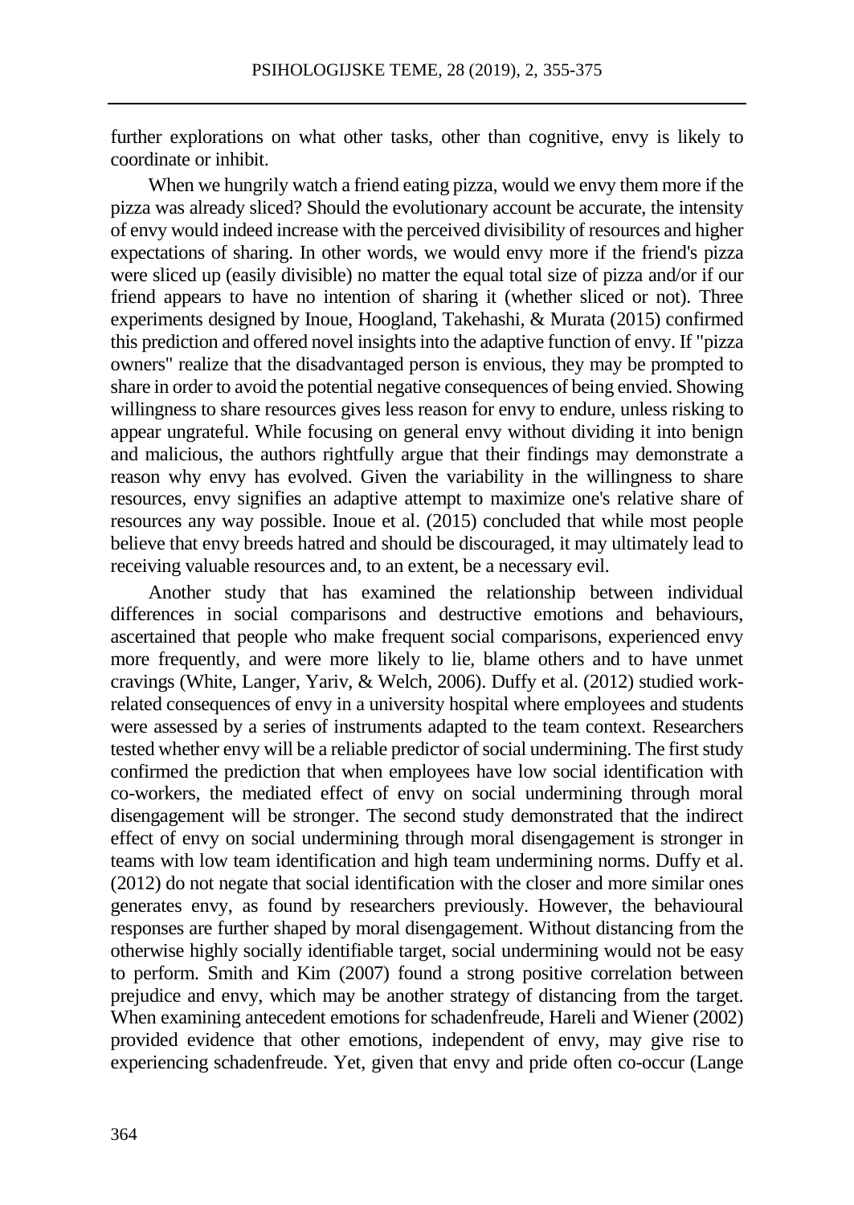further explorations on what other tasks, other than cognitive, envy is likely to coordinate or inhibit.

When we hungrily watch a friend eating pizza, would we envy them more if the pizza was already sliced? Should the evolutionary account be accurate, the intensity of envy would indeed increase with the perceived divisibility of resources and higher expectations of sharing. In other words, we would envy more if the friend's pizza were sliced up (easily divisible) no matter the equal total size of pizza and/or if our friend appears to have no intention of sharing it (whether sliced or not). Three experiments designed by Inoue, Hoogland, Takehashi, & Murata (2015) confirmed this prediction and offered novel insights into the adaptive function of envy. If "pizza owners" realize that the disadvantaged person is envious, they may be prompted to share in order to avoid the potential negative consequences of being envied. Showing willingness to share resources gives less reason for envy to endure, unless risking to appear ungrateful. While focusing on general envy without dividing it into benign and malicious, the authors rightfully argue that their findings may demonstrate a reason why envy has evolved. Given the variability in the willingness to share resources, envy signifies an adaptive attempt to maximize one's relative share of resources any way possible. Inoue et al. (2015) concluded that while most people believe that envy breeds hatred and should be discouraged, it may ultimately lead to receiving valuable resources and, to an extent, be a necessary evil.

Another study that has examined the relationship between individual differences in social comparisons and destructive emotions and behaviours, ascertained that people who make frequent social comparisons, experienced envy more frequently, and were more likely to lie, blame others and to have unmet cravings (White, Langer, Yariv, & Welch, 2006). Duffy et al. (2012) studied work-related consequences of envy in a university hospital where employees and students were assessed by a series of instruments adapted to the team context. Researchers tested whether envy will be a reliable predictor of social undermining. The first study confirmed the prediction that when employees have low social identification with co-workers, the mediated effect of envy on social undermining through moral disengagement will be stronger. The second study demonstrated that the indirect effect of envy on social undermining through moral disengagement is stronger in teams with low team identification and high team undermining norms. Duffy et al. (2012) do not negate that social identification with the closer and more similar ones generates envy, as found by researchers previously. However, the behavioural responses are further shaped by moral disengagement. Without distancing from the otherwise highly socially identifiable target, social undermining would not be easy to perform. Smith and Kim (2007) found a strong positive correlation between prejudice and envy, which may be another strategy of distancing from the target. When examining antecedent emotions for schadenfreude, Hareli and Wiener (2002) provided evidence that other emotions, independent of envy, may give rise to experiencing schadenfreude. Yet, given that envy and pride often co-occur (Lange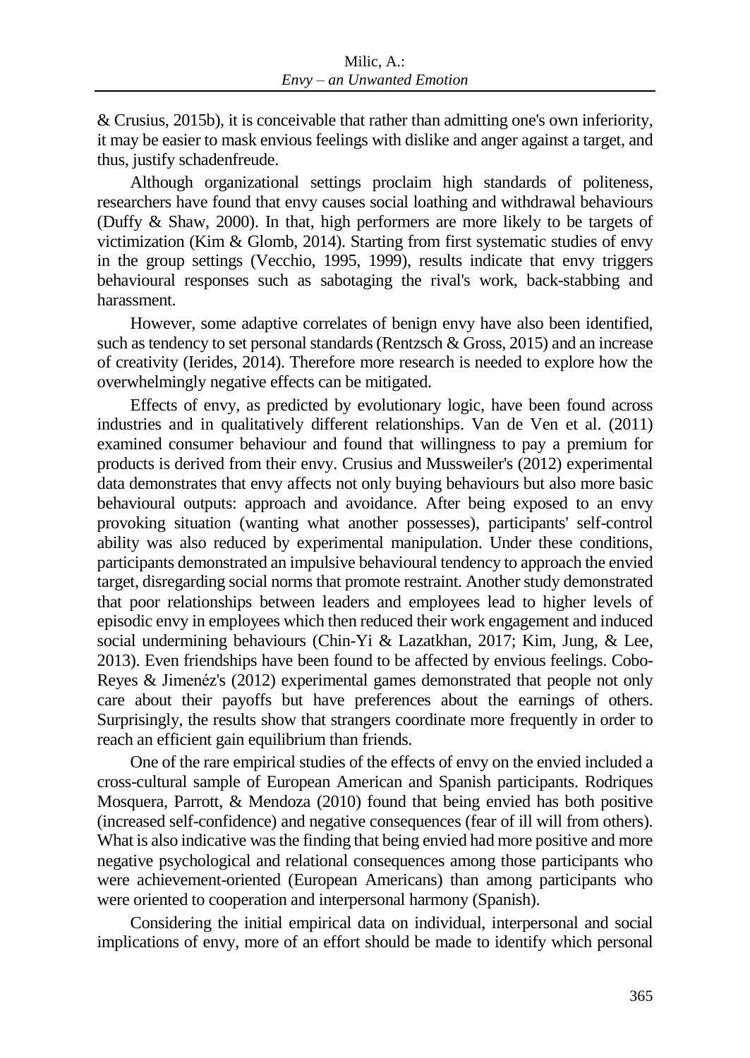& Crusius, 2015b), it is conceivable that rather than admitting one's own inferiority, it may be easier to mask envious feelings with dislike and anger against a target, and thus, justify schadenfreude.

Although organizational settings proclaim high standards of politeness, researchers have found that envy causes social loathing and withdrawal behaviours (Duffy & Shaw, 2000). In that, high performers are more likely to be targets of victimization (Kim & Glomb, 2014). Starting from first systematic studies of envy in the group settings (Vecchio, 1995, 1999), results indicate that envy triggers behavioural responses such as sabotaging the rival's work, back-stabbing and harassment.

However, some adaptive correlates of benign envy have also been identified, such as tendency to set personal standards (Rentzsch & Gross, 2015) and an increase of creativity (Ierides, 2014). Therefore more research is needed to explore how the overwhelmingly negative effects can be mitigated.

Effects of envy, as predicted by evolutionary logic, have been found across industries and in qualitatively different relationships. Van de Ven et al. (2011) examined consumer behaviour and found that willingness to pay a premium for products is derived from their envy. Crusius and Mussweiler's (2012) experimental data demonstrates that envy affects not only buying behaviours but also more basic behavioural outputs: approach and avoidance. After being exposed to an envy provoking situation (wanting what another possesses), participants' self-control ability was also reduced by experimental manipulation. Under these conditions, participants demonstrated an impulsive behavioural tendency to approach the envied target, disregarding social norms that promote restraint. Another study demonstrated that poor relationships between leaders and employees lead to higher levels of episodic envy in employees which then reduced their work engagement and induced social undermining behaviours (Chin-Yi & Lazatkhan, 2017; Kim, Jung, & Lee, 2013). Even friendships have been found to be affected by envious feelings. Cobo-Reyes & Jimenéz's (2012) experimental games demonstrated that people not only care about their payoffs but have preferences about the earnings of others. Surprisingly, the results show that strangers coordinate more frequently in order to reach an efficient gain equilibrium than friends.

One of the rare empirical studies of the effects of envy on the envied included a cross-cultural sample of European American and Spanish participants. Rodriques Mosquera, Parrott, & Mendoza (2010) found that being envied has both positive (increased self-confidence) and negative consequences (fear of ill will from others). What is also indicative was the finding that being envied had more positive and more negative psychological and relational consequences among those participants who were achievement-oriented (European Americans) than among participants who were oriented to cooperation and interpersonal harmony (Spanish).

Considering the initial empirical data on individual, interpersonal and social implications of envy, more of an effort should be made to identify which personal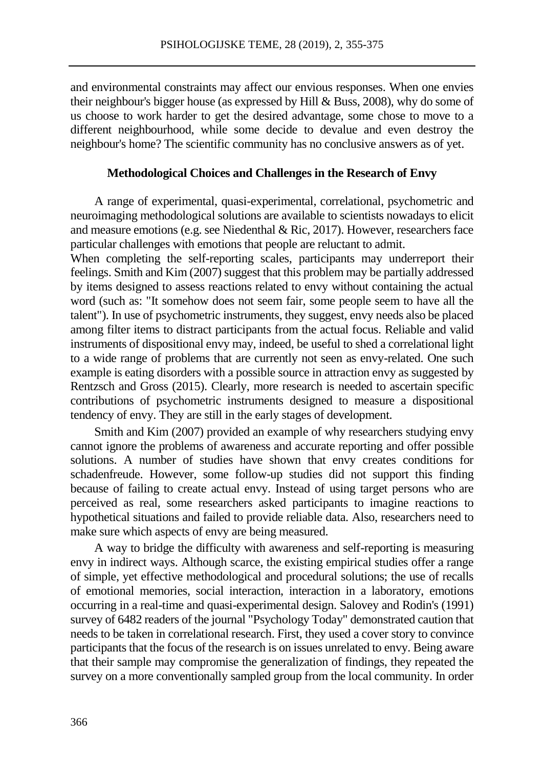and environmental constraints may affect our envious responses. When one envies their neighbour's bigger house (as expressed by Hill & Buss, 2008), why do some of us choose to work harder to get the desired advantage, some chose to move to a different neighbourhood, while some decide to devalue and even destroy the neighbour's home? The scientific community has no conclusive answers as of yet.

## Methodological Choices and Challenges in the Research of Envy

A range of experimental, quasi-experimental, correlational, psychometric and neuroimaging methodological solutions are available to scientists nowadays to elicit and measure emotions (e.g. see Niedenthal & Ric, 2017). However, researchers face particular challenges with emotions that people are reluctant to admit.

When completing the self-reporting scales, participants may underreport their feelings. Smith and Kim (2007) suggest that this problem may be partially addressed by items designed to assess reactions related to envy without containing the actual word (such as: "It somehow does not seem fair, some people seem to have all the talent"). In use of psychometric instruments, they suggest, envy needs also be placed among filter items to distract participants from the actual focus. Reliable and valid instruments of dispositional envy may, indeed, be useful to shed a correlational light to a wide range of problems that are currently not seen as envy-related. One such example is eating disorders with a possible source in attraction envy as suggested by Rentzsch and Gross (2015). Clearly, more research is needed to ascertain specific contributions of psychometric instruments designed to measure a dispositional tendency of envy. They are still in the early stages of development.

Smith and Kim (2007) provided an example of why researchers studying envy cannot ignore the problems of awareness and accurate reporting and offer possible solutions. A number of studies have shown that envy creates conditions for schadenfreude. However, some follow-up studies did not support this finding because of failing to create actual envy. Instead of using target persons who are perceived as real, some researchers asked participants to imagine reactions to hypothetical situations and failed to provide reliable data. Also, researchers need to make sure which aspects of envy are being measured.

A way to bridge the difficulty with awareness and self-reporting is measuring envy in indirect ways. Although scarce, the existing empirical studies offer a range of simple, yet effective methodological and procedural solutions; the use of recalls of emotional memories, social interaction, interaction in a laboratory, emotions occurring in a real-time and quasi-experimental design. Salovey and Rodin's (1991) survey of 6482 readers of the journal "Psychology Today" demonstrated caution that needs to be taken in correlational research. First, they used a cover story to convince participants that the focus of the research is on issues unrelated to envy. Being aware that their sample may compromise the generalization of findings, they repeated the survey on a more conventionally sampled group from the local community. In order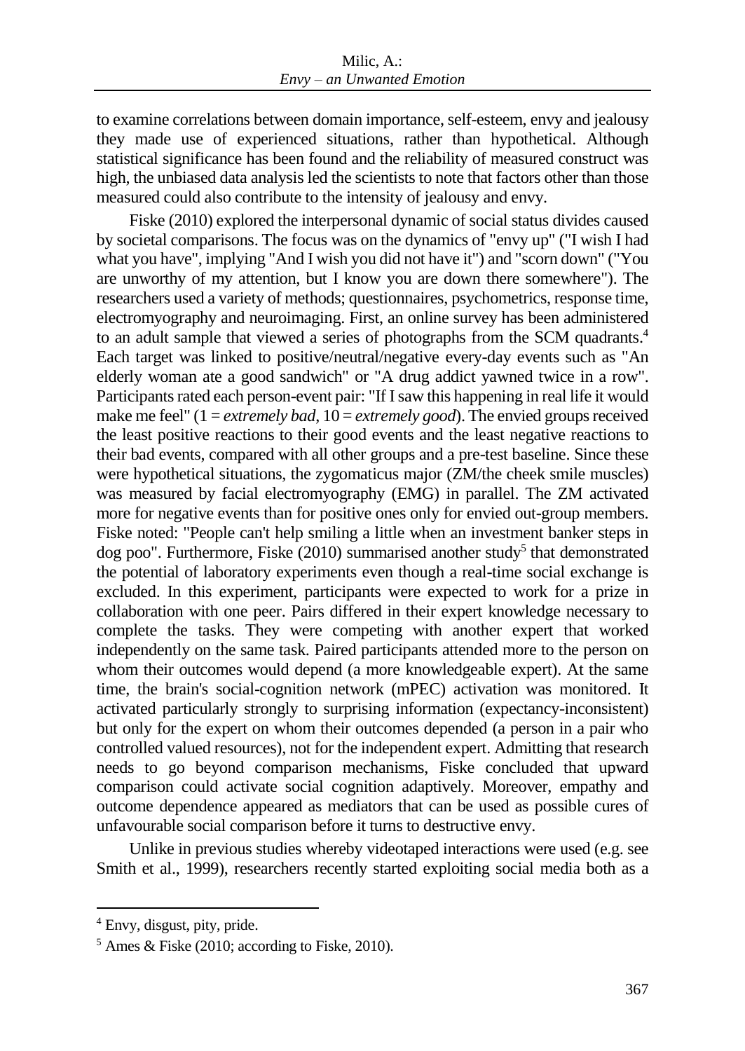to examine correlations between domain importance, self-esteem, envy and jealousy they made use of experienced situations, rather than hypothetical. Although statistical significance has been found and the reliability of measured construct was high, the unbiased data analysis led the scientists to note that factors other than those measured could also contribute to the intensity of jealousy and envy.

Fiske (2010) explored the interpersonal dynamic of social status divides caused by societal comparisons. The focus was on the dynamics of "envy up" ("I wish I had what you have", implying "And I wish you did not have it") and "scorn down" ("You are unworthy of my attention, but I know you are down there somewhere"). The researchers used a variety of methods; questionnaires, psychometrics, response time, electromyography and neuroimaging. First, an online survey has been administered to an adult sample that viewed a series of photographs from the SCM quadrants.[4] Each target was linked to positive/neutral/negative every-day events such as "An elderly woman ate a good sandwich" or "A drug addict yawned twice in a row". Participants rated each person-event pair: "If I saw this happening in real life it would make me feel" (1 = *extremely bad*, 10 = *extremely good*). The envied groups received the least positive reactions to their good events and the least negative reactions to their bad events, compared with all other groups and a pre-test baseline. Since these were hypothetical situations, the zygomaticus major (ZM/the cheek smile muscles) was measured by facial electromyography (EMG) in parallel. The ZM activated more for negative events than for positive ones only for envied out-group members. Fiske noted: "People can't help smiling a little when an investment banker steps in dog poo". Furthermore, Fiske (2010) summarised another study[5] that demonstrated the potential of laboratory experiments even though a real-time social exchange is excluded. In this experiment, participants were expected to work for a prize in collaboration with one peer. Pairs differed in their expert knowledge necessary to complete the tasks. They were competing with another expert that worked independently on the same task. Paired participants attended more to the person on whom their outcomes would depend (a more knowledgeable expert). At the same time, the brain's social-cognition network (mPEC) activation was monitored. It activated particularly strongly to surprising information (expectancy-inconsistent) but only for the expert on whom their outcomes depended (a person in a pair who controlled valued resources), not for the independent expert. Admitting that research needs to go beyond comparison mechanisms, Fiske concluded that upward comparison could activate social cognition adaptively. Moreover, empathy and outcome dependence appeared as mediators that can be used as possible cures of unfavourable social comparison before it turns to destructive envy.

Unlike in previous studies whereby videotaped interactions were used (e.g. see Smith et al., 1999), researchers recently started exploiting social media both as a

---

[4] Envy, disgust, pity, pride.

[5] Ames & Fiske (2010; according to Fiske, 2010).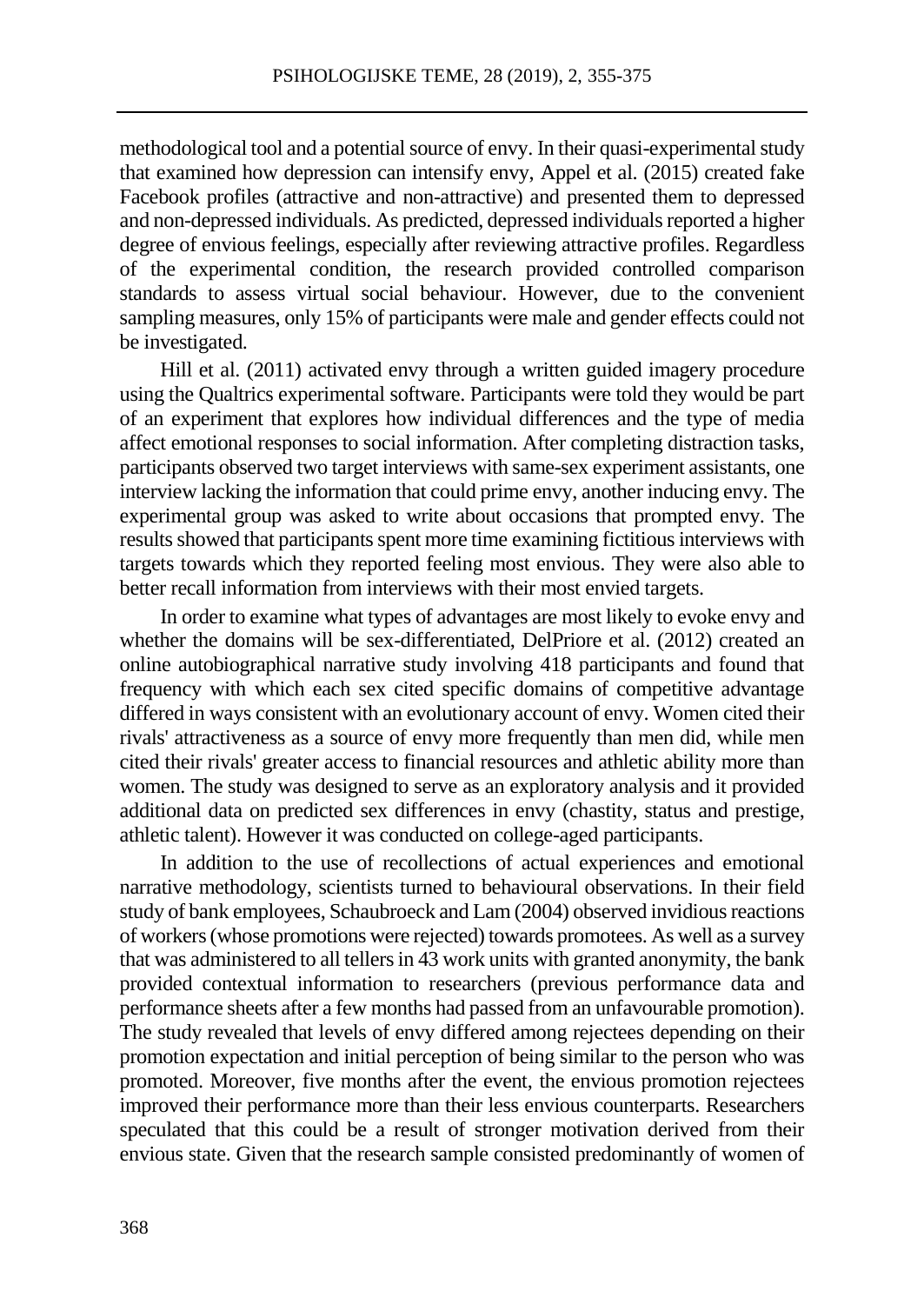methodological tool and a potential source of envy. In their quasi-experimental study that examined how depression can intensify envy, Appel et al. (2015) created fake Facebook profiles (attractive and non-attractive) and presented them to depressed and non-depressed individuals. As predicted, depressed individuals reported a higher degree of envious feelings, especially after reviewing attractive profiles. Regardless of the experimental condition, the research provided controlled comparison standards to assess virtual social behaviour. However, due to the convenient sampling measures, only 15% of participants were male and gender effects could not be investigated.

Hill et al. (2011) activated envy through a written guided imagery procedure using the Qualtrics experimental software. Participants were told they would be part of an experiment that explores how individual differences and the type of media affect emotional responses to social information. After completing distraction tasks, participants observed two target interviews with same-sex experiment assistants, one interview lacking the information that could prime envy, another inducing envy. The experimental group was asked to write about occasions that prompted envy. The results showed that participants spent more time examining fictitious interviews with targets towards which they reported feeling most envious. They were also able to better recall information from interviews with their most envied targets.

In order to examine what types of advantages are most likely to evoke envy and whether the domains will be sex-differentiated, DelPriore et al. (2012) created an online autobiographical narrative study involving 418 participants and found that frequency with which each sex cited specific domains of competitive advantage differed in ways consistent with an evolutionary account of envy. Women cited their rivals' attractiveness as a source of envy more frequently than men did, while men cited their rivals' greater access to financial resources and athletic ability more than women. The study was designed to serve as an exploratory analysis and it provided additional data on predicted sex differences in envy (chastity, status and prestige, athletic talent). However it was conducted on college-aged participants.

In addition to the use of recollections of actual experiences and emotional narrative methodology, scientists turned to behavioural observations. In their field study of bank employees, Schaubroeck and Lam (2004) observed invidious reactions of workers (whose promotions were rejected) towards promotees. As well as a survey that was administered to all tellers in 43 work units with granted anonymity, the bank provided contextual information to researchers (previous performance data and performance sheets after a few months had passed from an unfavourable promotion). The study revealed that levels of envy differed among rejectees depending on their promotion expectation and initial perception of being similar to the person who was promoted. Moreover, five months after the event, the envious promotion rejectees improved their performance more than their less envious counterparts. Researchers speculated that this could be a result of stronger motivation derived from their envious state. Given that the research sample consisted predominantly of women of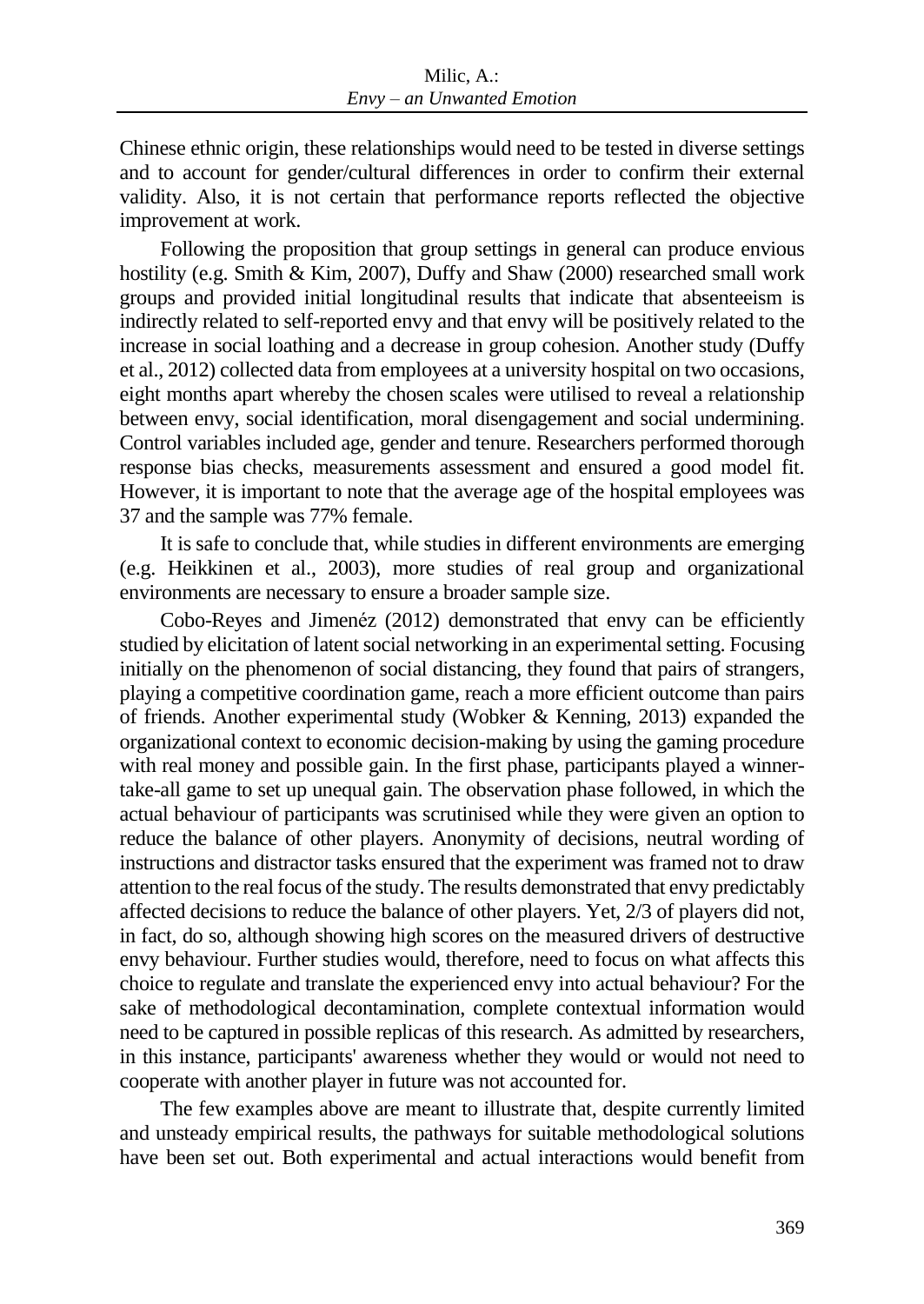Chinese ethnic origin, these relationships would need to be tested in diverse settings and to account for gender/cultural differences in order to confirm their external validity. Also, it is not certain that performance reports reflected the objective improvement at work.

Following the proposition that group settings in general can produce envious hostility (e.g. Smith & Kim, 2007), Duffy and Shaw (2000) researched small work groups and provided initial longitudinal results that indicate that absenteeism is indirectly related to self-reported envy and that envy will be positively related to the increase in social loathing and a decrease in group cohesion. Another study (Duffy et al., 2012) collected data from employees at a university hospital on two occasions, eight months apart whereby the chosen scales were utilised to reveal a relationship between envy, social identification, moral disengagement and social undermining. Control variables included age, gender and tenure. Researchers performed thorough response bias checks, measurements assessment and ensured a good model fit. However, it is important to note that the average age of the hospital employees was 37 and the sample was 77% female.

It is safe to conclude that, while studies in different environments are emerging (e.g. Heikkinen et al., 2003), more studies of real group and organizational environments are necessary to ensure a broader sample size.

Cobo-Reyes and Jimenéz (2012) demonstrated that envy can be efficiently studied by elicitation of latent social networking in an experimental setting. Focusing initially on the phenomenon of social distancing, they found that pairs of strangers, playing a competitive coordination game, reach a more efficient outcome than pairs of friends. Another experimental study (Wobker & Kenning, 2013) expanded the organizational context to economic decision-making by using the gaming procedure with real money and possible gain. In the first phase, participants played a winner-take-all game to set up unequal gain. The observation phase followed, in which the actual behaviour of participants was scrutinised while they were given an option to reduce the balance of other players. Anonymity of decisions, neutral wording of instructions and distractor tasks ensured that the experiment was framed not to draw attention to the real focus of the study. The results demonstrated that envy predictably affected decisions to reduce the balance of other players. Yet, 2/3 of players did not, in fact, do so, although showing high scores on the measured drivers of destructive envy behaviour. Further studies would, therefore, need to focus on what affects this choice to regulate and translate the experienced envy into actual behaviour? For the sake of methodological decontamination, complete contextual information would need to be captured in possible replicas of this research. As admitted by researchers, in this instance, participants' awareness whether they would or would not need to cooperate with another player in future was not accounted for.

The few examples above are meant to illustrate that, despite currently limited and unsteady empirical results, the pathways for suitable methodological solutions have been set out. Both experimental and actual interactions would benefit from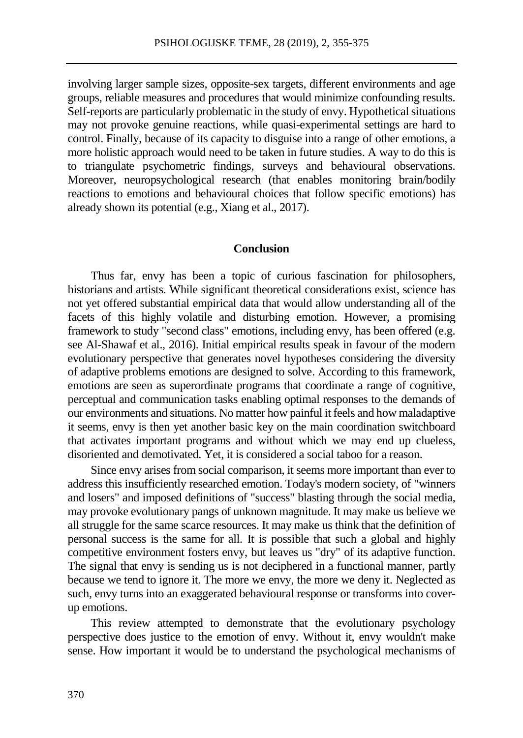involving larger sample sizes, opposite-sex targets, different environments and age groups, reliable measures and procedures that would minimize confounding results. Self-reports are particularly problematic in the study of envy. Hypothetical situations may not provoke genuine reactions, while quasi-experimental settings are hard to control. Finally, because of its capacity to disguise into a range of other emotions, a more holistic approach would need to be taken in future studies. A way to do this is to triangulate psychometric findings, surveys and behavioural observations. Moreover, neuropsychological research (that enables monitoring brain/bodily reactions to emotions and behavioural choices that follow specific emotions) has already shown its potential (e.g., Xiang et al., 2017).

## Conclusion

Thus far, envy has been a topic of curious fascination for philosophers, historians and artists. While significant theoretical considerations exist, science has not yet offered substantial empirical data that would allow understanding all of the facets of this highly volatile and disturbing emotion. However, a promising framework to study "second class" emotions, including envy, has been offered (e.g. see Al-Shawaf et al., 2016). Initial empirical results speak in favour of the modern evolutionary perspective that generates novel hypotheses considering the diversity of adaptive problems emotions are designed to solve. According to this framework, emotions are seen as superordinate programs that coordinate a range of cognitive, perceptual and communication tasks enabling optimal responses to the demands of our environments and situations. No matter how painful it feels and how maladaptive it seems, envy is then yet another basic key on the main coordination switchboard that activates important programs and without which we may end up clueless, disoriented and demotivated. Yet, it is considered a social taboo for a reason.

Since envy arises from social comparison, it seems more important than ever to address this insufficiently researched emotion. Today's modern society, of "winners and losers" and imposed definitions of "success" blasting through the social media, may provoke evolutionary pangs of unknown magnitude. It may make us believe we all struggle for the same scarce resources. It may make us think that the definition of personal success is the same for all. It is possible that such a global and highly competitive environment fosters envy, but leaves us "dry" of its adaptive function. The signal that envy is sending us is not deciphered in a functional manner, partly because we tend to ignore it. The more we envy, the more we deny it. Neglected as such, envy turns into an exaggerated behavioural response or transforms into cover-up emotions.

This review attempted to demonstrate that the evolutionary psychology perspective does justice to the emotion of envy. Without it, envy wouldn't make sense. How important it would be to understand the psychological mechanisms of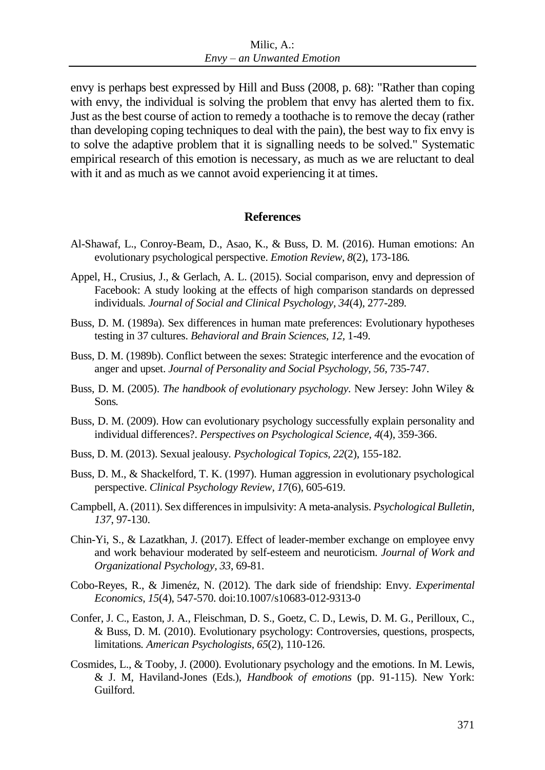envy is perhaps best expressed by Hill and Buss (2008, p. 68): "Rather than coping with envy, the individual is solving the problem that envy has alerted them to fix. Just as the best course of action to remedy a toothache is to remove the decay (rather than developing coping techniques to deal with the pain), the best way to fix envy is to solve the adaptive problem that it is signalling needs to be solved." Systematic empirical research of this emotion is necessary, as much as we are reluctant to deal with it and as much as we cannot avoid experiencing it at times.

## References

Al-Shawaf, L., Conroy-Beam, D., Asao, K., & Buss, D. M. (2016). Human emotions: An evolutionary psychological perspective. *Emotion Review*, *8*(2), 173-186.

Appel, H., Crusius, J., & Gerlach, A. L. (2015). Social comparison, envy and depression of Facebook: A study looking at the effects of high comparison standards on depressed individuals. *Journal of Social and Clinical Psychology*, *34*(4), 277-289.

Buss, D. M. (1989a). Sex differences in human mate preferences: Evolutionary hypotheses testing in 37 cultures. *Behavioral and Brain Sciences, 12,* 1-49.

Buss, D. M. (1989b). Conflict between the sexes: Strategic interference and the evocation of anger and upset. *Journal of Personality and Social Psychology, 56,* 735-747.

Buss, D. M. (2005). *The handbook of evolutionary psychology*. New Jersey: John Wiley & Sons.

Buss, D. M. (2009). How can evolutionary psychology successfully explain personality and individual differences?. *Perspectives on Psychological Science, 4*(4), 359-366.

Buss, D. M. (2013). Sexual jealousy. *Psychological Topics, 22*(2), 155-182.

Buss, D. M., & Shackelford, T. K. (1997). Human aggression in evolutionary psychological perspective. *Clinical Psychology Review, 17*(6), 605-619.

Campbell, A. (2011). Sex differences in impulsivity: A meta-analysis. *Psychological Bulletin, 137*, 97-130.

Chin-Yi, S., & Lazatkhan, J. (2017). Effect of leader-member exchange on employee envy and work behaviour moderated by self-esteem and neuroticism. *Journal of Work and Organizational Psychology, 33*, 69-81.

Cobo-Reyes, R., & Jimenéz, N. (2012). The dark side of friendship: Envy. *Experimental Economics, 15*(4), 547-570. doi:10.1007/s10683-012-9313-0

Confer, J. C., Easton, J. A., Fleischman, D. S., Goetz, C. D., Lewis, D. M. G., Perilloux, C., & Buss, D. M. (2010). Evolutionary psychology: Controversies, questions, prospects, limitations. *American Psychologists, 65*(2), 110-126.

Cosmides, L., & Tooby, J. (2000). Evolutionary psychology and the emotions. In M. Lewis, & J. M, Haviland-Jones (Eds.), *Handbook of emotions* (pp. 91-115). New York: Guilford.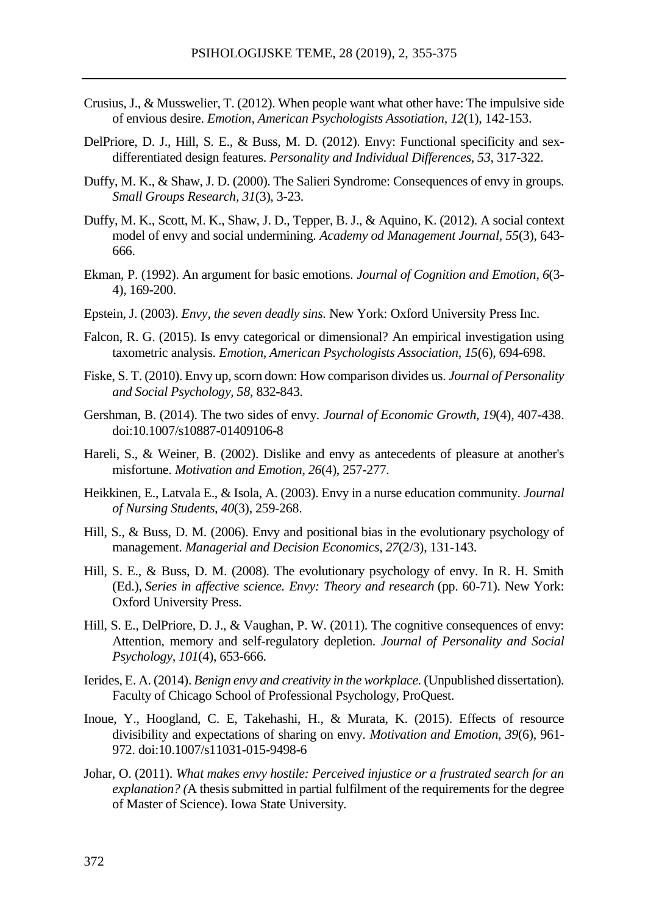Crusius, J., & Musswelier, T. (2012). When people want what other have: The impulsive side of envious desire. *Emotion, American Psychologists Assotiation*, *12*(1), 142-153.

DelPriore, D. J., Hill, S. E., & Buss, M. D. (2012). Envy: Functional specificity and sex-differentiated design features. *Personality and Individual Differences*, *53*, 317-322.

Duffy, M. K., & Shaw, J. D. (2000). The Salieri Syndrome: Consequences of envy in groups. *Small Groups Research*, *31*(3), 3-23.

Duffy, M. K., Scott, M. K., Shaw, J. D., Tepper, B. J., & Aquino, K. (2012). A social context model of envy and social undermining. *Academy od Management Journal*, *55*(3), 643-666.

Ekman, P. (1992). An argument for basic emotions. *Journal of Cognition and Emotion*, *6*(3-4), 169-200.

Epstein, J. (2003). *Envy, the seven deadly sins.* New York: Oxford University Press Inc.

Falcon, R. G. (2015). Is envy categorical or dimensional? An empirical investigation using taxometric analysis. *Emotion, American Psychologists Association*, *15*(6), 694-698.

Fiske, S. T. (2010). Envy up, scorn down: How comparison divides us. *Journal of Personality and Social Psychology*, *58*, 832-843.

Gershman, B. (2014). The two sides of envy. *Journal of Economic Growth*, *19*(4), 407-438. doi:10.1007/s10887-01409106-8

Hareli, S., & Weiner, B. (2002). Dislike and envy as antecedents of pleasure at another's misfortune. *Motivation and Emotion*, *26*(4), 257-277.

Heikkinen, E., Latvala E., & Isola, A. (2003). Envy in a nurse education community. *Journal of Nursing Students*, *40*(3), 259-268.

Hill, S., & Buss, D. M. (2006). Envy and positional bias in the evolutionary psychology of management. *Managerial and Decision Economics*, *27*(2/3), 131-143.

Hill, S. E., & Buss, D. M. (2008). The evolutionary psychology of envy. In R. H. Smith (Ed.), *Series in affective science. Envy: Theory and research* (pp. 60-71). New York: Oxford University Press.

Hill, S. E., DelPriore, D. J., & Vaughan, P. W. (2011). The cognitive consequences of envy: Attention, memory and self-regulatory depletion. *Journal of Personality and Social Psychology*, *101*(4), 653-666.

Ierides, E. A. (2014). *Benign envy and creativity in the workplace.* (Unpublished dissertation). Faculty of Chicago School of Professional Psychology, ProQuest.

Inoue, Y., Hoogland, C. E, Takehashi, H., & Murata, K. (2015). Effects of resource divisibility and expectations of sharing on envy. *Motivation and Emotion*, *39*(6), 961-972. doi:10.1007/s11031-015-9498-6

Johar, O. (2011). *What makes envy hostile: Perceived injustice or a frustrated search for an explanation? (*A thesis submitted in partial fulfilment of the requirements for the degree of Master of Science). Iowa State University.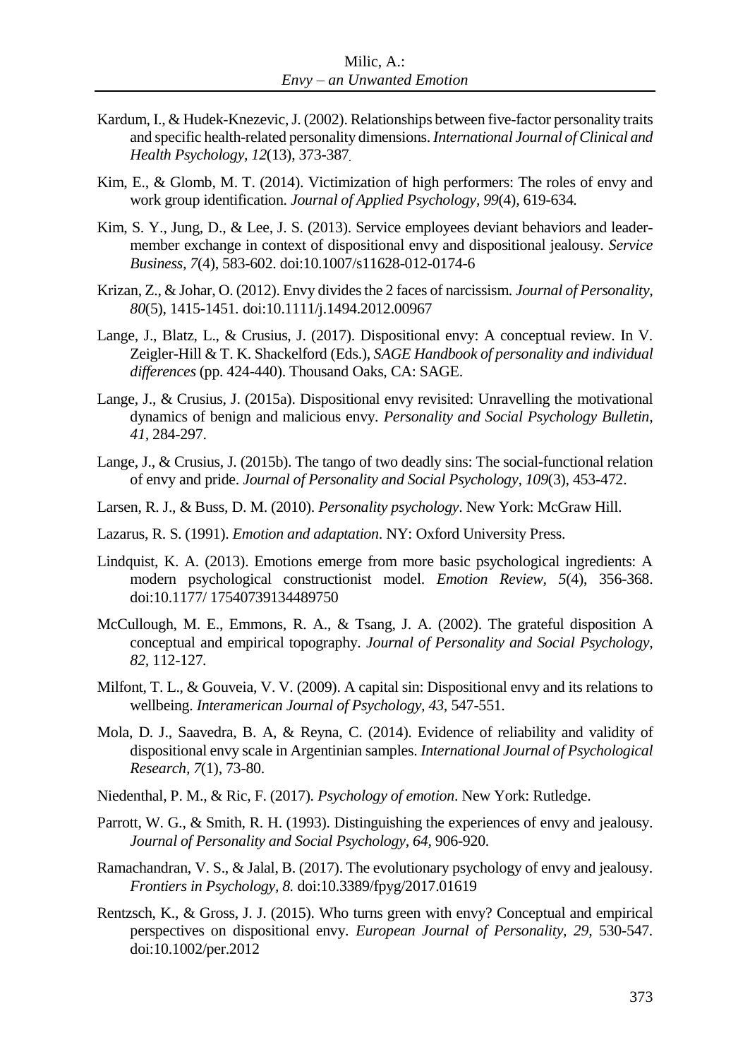Kardum, I., & Hudek-Knezevic, J. (2002). Relationships between five-factor personality traits and specific health-related personality dimensions. *International Journal of Clinical and Health Psychology, 12*(13), 373-387.

Kim, E., & Glomb, M. T. (2014). Victimization of high performers: The roles of envy and work group identification. *Journal of Applied Psychology*, *99*(4), 619-634.

Kim, S. Y., Jung, D., & Lee, J. S. (2013). Service employees deviant behaviors and leader-member exchange in context of dispositional envy and dispositional jealousy. *Service Business, 7*(4), 583-602. doi:10.1007/s11628-012-0174-6

Krizan, Z., & Johar, O. (2012). Envy divides the 2 faces of narcissism. *Journal of Personality, 80*(5), 1415-1451. doi:10.1111/j.1494.2012.00967

Lange, J., Blatz, L., & Crusius, J. (2017). Dispositional envy: A conceptual review. In V. Zeigler-Hill & T. K. Shackelford (Eds.), *SAGE Handbook of personality and individual differences* (pp. 424-440). Thousand Oaks, CA: SAGE.

Lange, J., & Crusius, J. (2015a). Dispositional envy revisited: Unravelling the motivational dynamics of benign and malicious envy. *Personality and Social Psychology Bulletin, 41*, 284-297.

Lange, J., & Crusius, J. (2015b). The tango of two deadly sins: The social-functional relation of envy and pride. *Journal of Personality and Social Psychology, 109*(3), 453-472.

Larsen, R. J., & Buss, D. M. (2010). *Personality psychology*. New York: McGraw Hill.

Lazarus, R. S. (1991). *Emotion and adaptation*. NY: Oxford University Press.

Lindquist, K. A. (2013). Emotions emerge from more basic psychological ingredients: A modern psychological constructionist model. *Emotion Review, 5*(4), 356-368. doi:10.1177/ 17540739134489750

McCullough, M. E., Emmons, R. A., & Tsang, J. A. (2002). The grateful disposition A conceptual and empirical topography. *Journal of Personality and Social Psychology, 82*, 112-127.

Milfont, T. L., & Gouveia, V. V. (2009). A capital sin: Dispositional envy and its relations to wellbeing. *Interamerican Journal of Psychology*, *43*, 547-551.

Mola, D. J., Saavedra, B. A, & Reyna, C. (2014). Evidence of reliability and validity of dispositional envy scale in Argentinian samples. *International Journal of Psychological Research, 7*(1), 73-80.

Niedenthal, P. M., & Ric, F. (2017). *Psychology of emotion*. New York: Rutledge.

Parrott, W. G., & Smith, R. H. (1993). Distinguishing the experiences of envy and jealousy. *Journal of Personality and Social Psychology*, *64*, 906-920.

Ramachandran, V. S., & Jalal, B. (2017). The evolutionary psychology of envy and jealousy. *Frontiers in Psychology, 8*. doi:10.3389/fpyg/2017.01619

Rentzsch, K., & Gross, J. J. (2015). Who turns green with envy? Conceptual and empirical perspectives on dispositional envy. *European Journal of Personality, 29*, 530-547. doi:10.1002/per.2012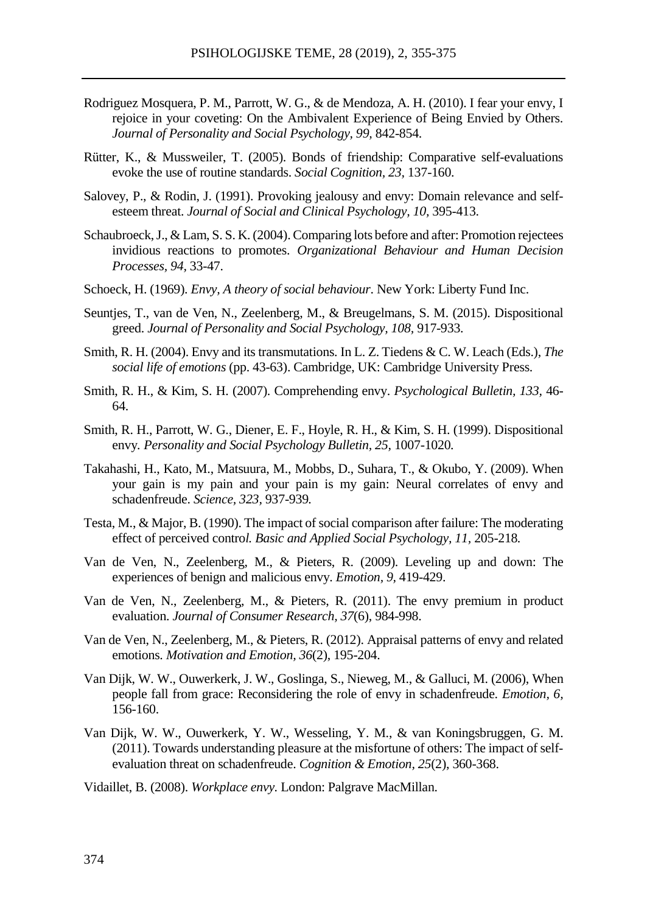Rodriguez Mosquera, P. M., Parrott, W. G., & de Mendoza, A. H. (2010). I fear your envy, I rejoice in your coveting: On the Ambivalent Experience of Being Envied by Others. *Journal of Personality and Social Psychology, 99,* 842-854.

Rütter, K., & Mussweiler, T. (2005). Bonds of friendship: Comparative self-evaluations evoke the use of routine standards. *Social Cognition, 23,* 137-160.

Salovey, P., & Rodin, J. (1991). Provoking jealousy and envy: Domain relevance and self-esteem threat. *Journal of Social and Clinical Psychology, 10,* 395-413.

Schaubroeck, J., & Lam, S. S. K. (2004). Comparing lots before and after: Promotion rejectees invidious reactions to promotes. *Organizational Behaviour and Human Decision Processes, 94,* 33-47.

Schoeck, H. (1969). *Envy, A theory of social behaviour*. New York: Liberty Fund Inc.

Seuntjes, T., van de Ven, N., Zeelenberg, M., & Breugelmans, S. M. (2015). Dispositional greed. *Journal of Personality and Social Psychology, 108,* 917-933.

Smith, R. H. (2004). Envy and its transmutations. In L. Z. Tiedens & C. W. Leach (Eds.), *The social life of emotions* (pp. 43-63). Cambridge, UK: Cambridge University Press.

Smith, R. H., & Kim, S. H. (2007). Comprehending envy. *Psychological Bulletin, 133,* 46-64.

Smith, R. H., Parrott, W. G., Diener, E. F., Hoyle, R. H., & Kim, S. H. (1999). Dispositional envy. *Personality and Social Psychology Bulletin, 25,* 1007-1020.

Takahashi, H., Kato, M., Matsuura, M., Mobbs, D., Suhara, T., & Okubo, Y. (2009). When your gain is my pain and your pain is my gain: Neural correlates of envy and schadenfreude. *Science, 323,* 937-939.

Testa, M., & Major, B. (1990). The impact of social comparison after failure: The moderating effect of perceived control. *Basic and Applied Social Psychology, 11,* 205-218.

Van de Ven, N., Zeelenberg, M., & Pieters, R. (2009). Leveling up and down: The experiences of benign and malicious envy. *Emotion, 9,* 419-429.

Van de Ven, N., Zeelenberg, M., & Pieters, R. (2011). The envy premium in product evaluation. *Journal of Consumer Research, 37*(6), 984-998.

Van de Ven, N., Zeelenberg, M., & Pieters, R. (2012). Appraisal patterns of envy and related emotions. *Motivation and Emotion, 36*(2), 195-204.

Van Dijk, W. W., Ouwerkerk, J. W., Goslinga, S., Nieweg, M., & Galluci, M. (2006), When people fall from grace: Reconsidering the role of envy in schadenfreude. *Emotion, 6,* 156-160.

Van Dijk, W. W., Ouwerkerk, Y. W., Wesseling, Y. M., & van Koningsbruggen, G. M. (2011). Towards understanding pleasure at the misfortune of others: The impact of self-evaluation threat on schadenfreude. *Cognition & Emotion, 25*(2), 360-368.

Vidaillet, B. (2008). *Workplace envy.* London: Palgrave MacMillan.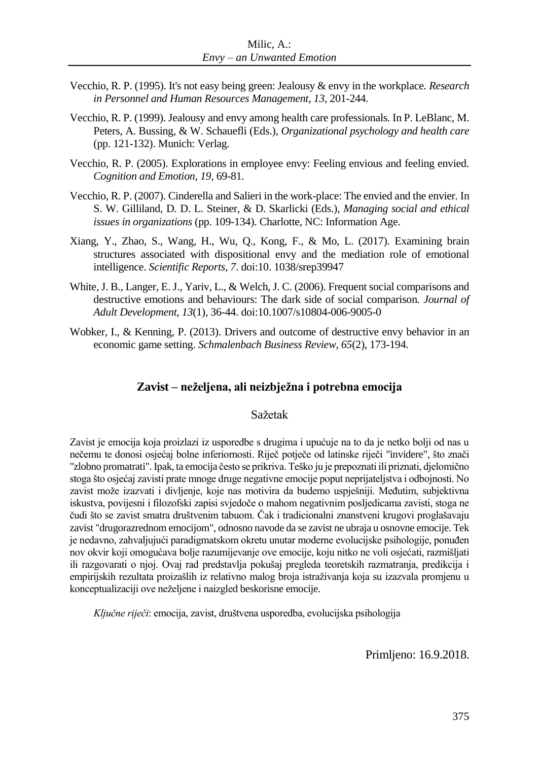Vecchio, R. P. (1995). It's not easy being green: Jealousy & envy in the workplace. *Research in Personnel and Human Resources Management, 13,* 201-244.

Vecchio, R. P. (1999). Jealousy and envy among health care professionals. In P. LeBlanc, M. Peters, A. Bussing, & W. Schauefli (Eds.), *Organizational psychology and health care* (pp. 121-132). Munich: Verlag.

Vecchio, R. P. (2005). Explorations in employee envy: Feeling envious and feeling envied. *Cognition and Emotion, 19,* 69-81.

Vecchio, R. P. (2007). Cinderella and Salieri in the work-place: The envied and the envier. In S. W. Gilliland, D. D. L. Steiner, & D. Skarlicki (Eds.), *Managing social and ethical issues in organizations* (pp. 109-134). Charlotte, NC: Information Age.

Xiang, Y., Zhao, S., Wang, H., Wu, Q., Kong, F., & Mo, L. (2017). Examining brain structures associated with dispositional envy and the mediation role of emotional intelligence. *Scientific Reports, 7*. doi:10. 1038/srep39947

White, J. B., Langer, E. J., Yariv, L., & Welch, J. C. (2006). Frequent social comparisons and destructive emotions and behaviours: The dark side of social comparison. *Journal of Adult Development, 13*(1), 36-44. doi:10.1007/s10804-006-9005-0

Wobker, I., & Kenning, P. (2013). Drivers and outcome of destructive envy behavior in an economic game setting. *Schmalenbach Business Review, 65*(2), 173-194.

## Zavist – neželjena, ali neizbježna i potrebna emocija

### Sažetak

Zavist je emocija koja proizlazi iz usporedbe s drugima i upućuje na to da je netko bolji od nas u nečemu te donosi osjećaj bolne inferiornosti. Riječ potječe od latinske riječi "invidere", što znači "zlobno promatrati". Ipak, ta emocija često se prikriva. Teško ju je prepoznati ili priznati, djelomično stoga što osjećaj zavisti prate mnoge druge negativne emocije poput neprijateljstva i odbojnosti. No zavist može izazvati i divljenje, koje nas motivira da budemo uspješniji. Međutim, subjektivna iskustva, povijesni i filozofski zapisi svjedoče o mahom negativnim posljedicama zavisti, stoga ne čudi što se zavist smatra društvenim tabuom. Čak i tradicionalni znanstveni krugovi proglašavaju zavist "drugorazrednom emocijom", odnosno navode da se zavist ne ubraja u osnovne emocije. Tek je nedavno, zahvaljujući paradigmatskom okretu unutar moderne evolucijske psihologije, ponuđen nov okvir koji omogućava bolje razumijevanje ove emocije, koju nitko ne voli osjećati, razmišljati ili razgovarati o njoj. Ovaj rad predstavlja pokušaj pregleda teoretskih razmatranja, predikcija i empirijskih rezultata proizašlih iz relativno malog broja istraživanja koja su izazvala promjenu u konceptualizaciji ove neželjene i naizgled beskorisne emocije.

*Ključne riječi*: emocija, zavist, društvena usporedba, evolucijska psihologija

Primljeno: 16.9.2018.